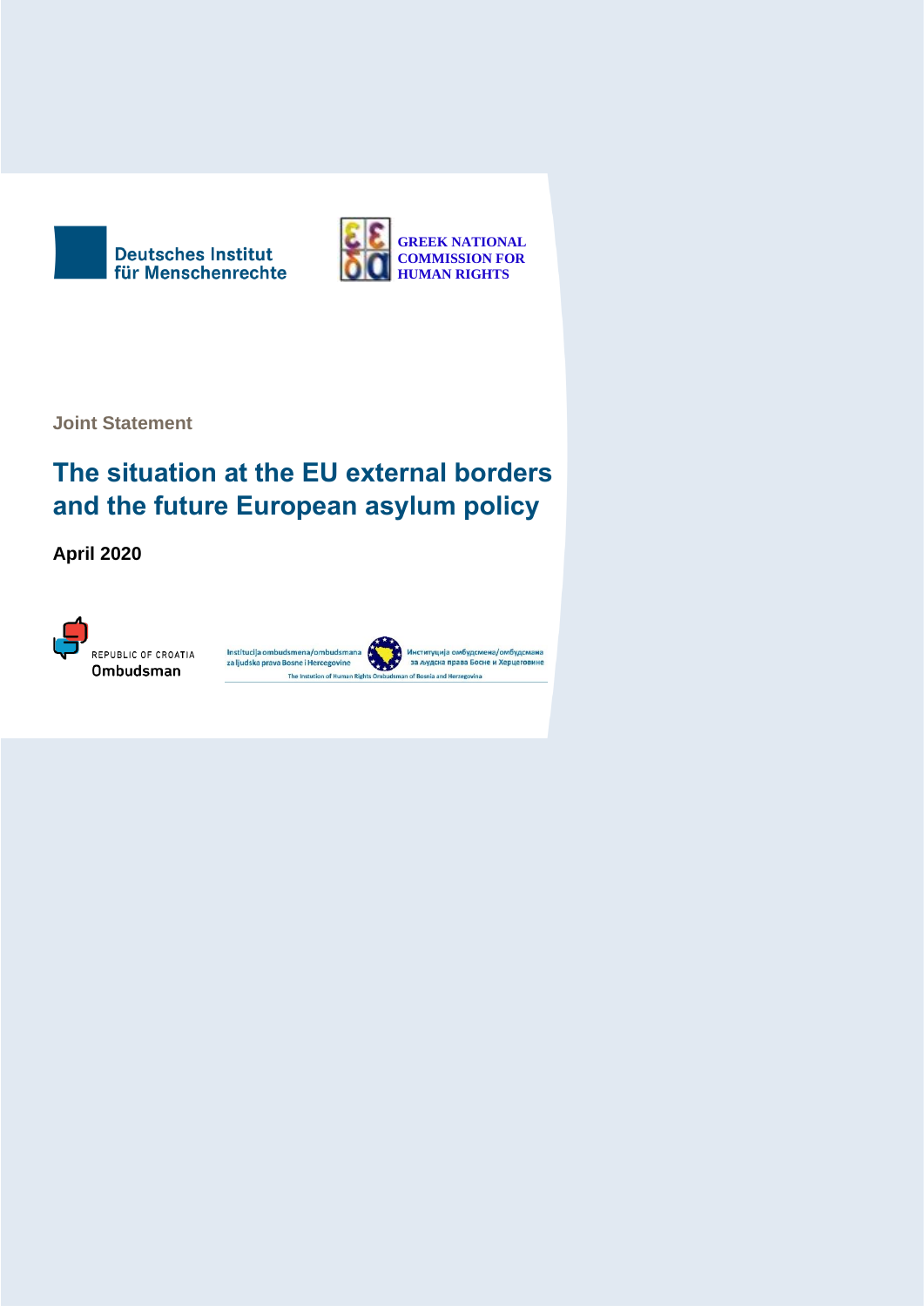Deutsches Institut für Menschenrechte

GREEK NATIONAL COMMISSION FOR HUMAN RIGHTS

**Joint Statement**

# The situation at the EU external borders and the future European asylum policy

**April 2020**

REPUBLIC OF CROATIA Ombudsman

Institucija ombudsmena/ombudsmana za ljudska prava Bosne i Hercegovine

Институција омбудсмена/омбудсмана за људска права Босне и Херцеговине

The Institution of Human Rights Ombudsman of Bosnia and Herzegovina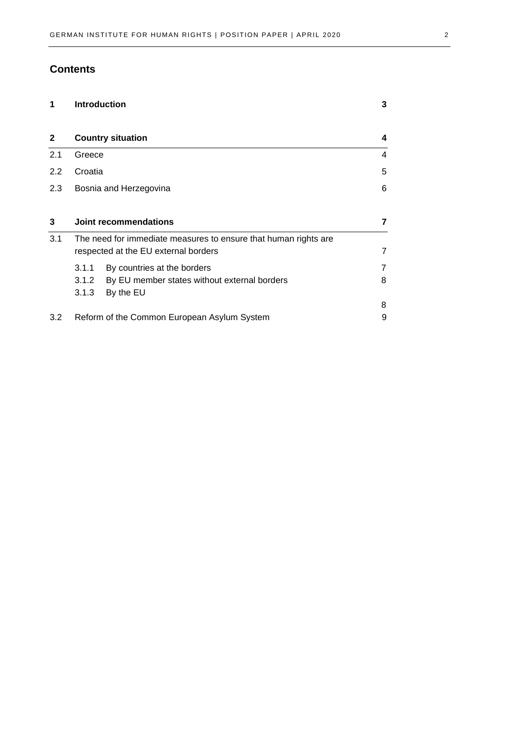## Contents

| | | |
|---|---|---|
| **1** | **Introduction** | **3** |
| **2** | **Country situation** | **4** |
| 2.1 | Greece | 4 |
| 2.2 | Croatia | 5 |
| 2.3 | Bosnia and Herzegovina | 6 |
| **3** | **Joint recommendations** | **7** |
| 3.1 | The need for immediate measures to ensure that human rights are respected at the EU external borders | 7 |
| | 3.1.1 By countries at the borders | 7 |
| | 3.1.2 By EU member states without external borders | 8 |
| | 3.1.3 By the EU | 8 |
| 3.2 | Reform of the Common European Asylum System | 9 |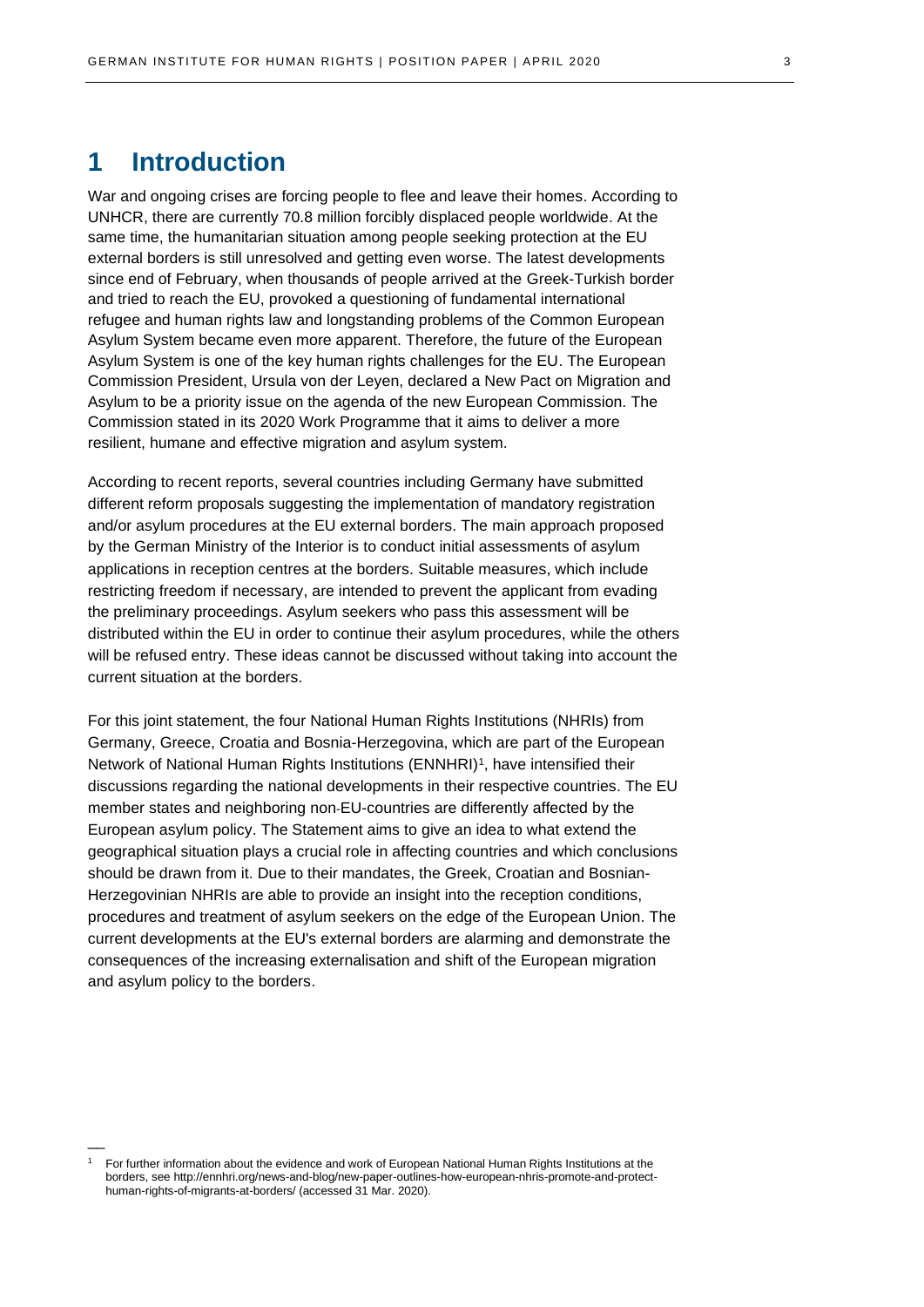# 1 Introduction

War and ongoing crises are forcing people to flee and leave their homes. According to UNHCR, there are currently 70.8 million forcibly displaced people worldwide. At the same time, the humanitarian situation among people seeking protection at the EU external borders is still unresolved and getting even worse. The latest developments since end of February, when thousands of people arrived at the Greek-Turkish border and tried to reach the EU, provoked a questioning of fundamental international refugee and human rights law and longstanding problems of the Common European Asylum System became even more apparent. Therefore, the future of the European Asylum System is one of the key human rights challenges for the EU. The European Commission President, Ursula von der Leyen, declared a New Pact on Migration and Asylum to be a priority issue on the agenda of the new European Commission. The Commission stated in its 2020 Work Programme that it aims to deliver a more resilient, humane and effective migration and asylum system.

According to recent reports, several countries including Germany have submitted different reform proposals suggesting the implementation of mandatory registration and/or asylum procedures at the EU external borders. The main approach proposed by the German Ministry of the Interior is to conduct initial assessments of asylum applications in reception centres at the borders. Suitable measures, which include restricting freedom if necessary, are intended to prevent the applicant from evading the preliminary proceedings. Asylum seekers who pass this assessment will be distributed within the EU in order to continue their asylum procedures, while the others will be refused entry. These ideas cannot be discussed without taking into account the current situation at the borders.

For this joint statement, the four National Human Rights Institutions (NHRIs) from Germany, Greece, Croatia and Bosnia-Herzegovina, which are part of the European Network of National Human Rights Institutions (ENNHRI)[1], have intensified their discussions regarding the national developments in their respective countries. The EU member states and neighboring non-EU-countries are differently affected by the European asylum policy. The Statement aims to give an idea to what extend the geographical situation plays a crucial role in affecting countries and which conclusions should be drawn from it. Due to their mandates, the Greek, Croatian and Bosnian-Herzegovinian NHRIs are able to provide an insight into the reception conditions, procedures and treatment of asylum seekers on the edge of the European Union. The current developments at the EU's external borders are alarming and demonstrate the consequences of the increasing externalisation and shift of the European migration and asylum policy to the borders.

---

[1] For further information about the evidence and work of European National Human Rights Institutions at the borders, see http://ennhri.org/news-and-blog/new-paper-outlines-how-european-nhris-promote-and-protect-human-rights-of-migrants-at-borders/ (accessed 31 Mar. 2020).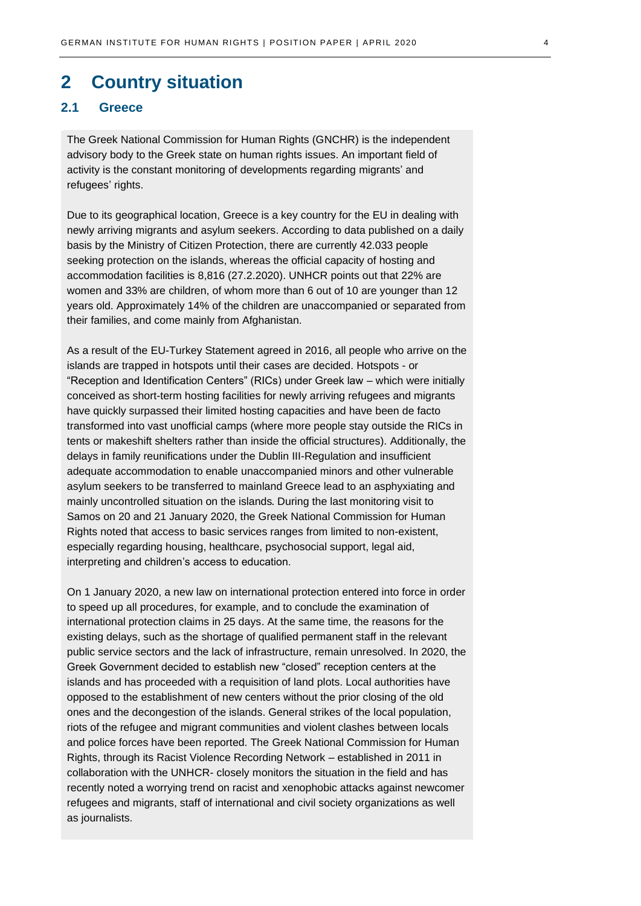# 2 Country situation

## 2.1 Greece

The Greek National Commission for Human Rights (GNCHR) is the independent advisory body to the Greek state on human rights issues. An important field of activity is the constant monitoring of developments regarding migrants' and refugees' rights.

Due to its geographical location, Greece is a key country for the EU in dealing with newly arriving migrants and asylum seekers. According to data published on a daily basis by the Ministry of Citizen Protection, there are currently 42.033 people seeking protection on the islands, whereas the official capacity of hosting and accommodation facilities is 8,816 (27.2.2020). UNHCR points out that 22% are women and 33% are children, of whom more than 6 out of 10 are younger than 12 years old. Approximately 14% of the children are unaccompanied or separated from their families, and come mainly from Afghanistan.

As a result of the EU-Turkey Statement agreed in 2016, all people who arrive on the islands are trapped in hotspots until their cases are decided. Hotspots - or "Reception and Identification Centers" (RICs) under Greek law – which were initially conceived as short-term hosting facilities for newly arriving refugees and migrants have quickly surpassed their limited hosting capacities and have been de facto transformed into vast unofficial camps (where more people stay outside the RICs in tents or makeshift shelters rather than inside the official structures). Additionally, the delays in family reunifications under the Dublin III-Regulation and insufficient adequate accommodation to enable unaccompanied minors and other vulnerable asylum seekers to be transferred to mainland Greece lead to an asphyxiating and mainly uncontrolled situation on the islands. During the last monitoring visit to Samos on 20 and 21 January 2020, the Greek National Commission for Human Rights noted that access to basic services ranges from limited to non-existent, especially regarding housing, healthcare, psychosocial support, legal aid, interpreting and children's access to education.

On 1 January 2020, a new law on international protection entered into force in order to speed up all procedures, for example, and to conclude the examination of international protection claims in 25 days. At the same time, the reasons for the existing delays, such as the shortage of qualified permanent staff in the relevant public service sectors and the lack of infrastructure, remain unresolved. In 2020, the Greek Government decided to establish new "closed" reception centers at the islands and has proceeded with a requisition of land plots. Local authorities have opposed to the establishment of new centers without the prior closing of the old ones and the decongestion of the islands. General strikes of the local population, riots of the refugee and migrant communities and violent clashes between locals and police forces have been reported. The Greek National Commission for Human Rights, through its Racist Violence Recording Network – established in 2011 in collaboration with the UNHCR- closely monitors the situation in the field and has recently noted a worrying trend on racist and xenophobic attacks against newcomer refugees and migrants, staff of international and civil society organizations as well as journalists.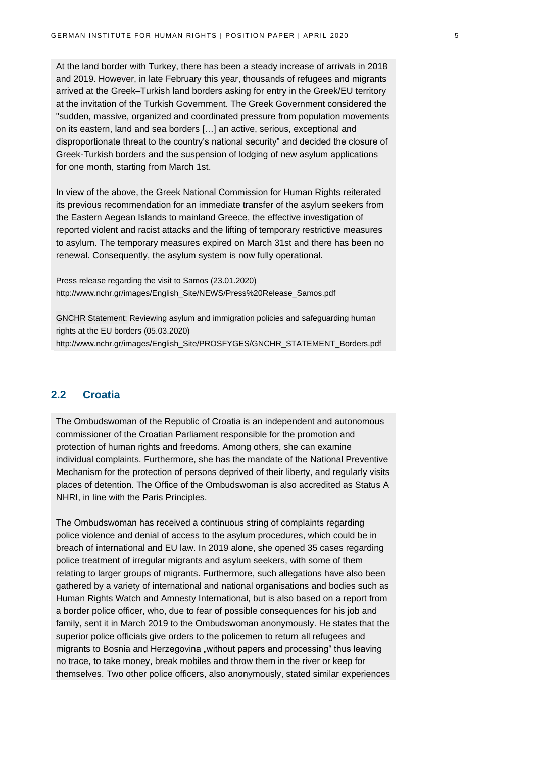At the land border with Turkey, there has been a steady increase of arrivals in 2018 and 2019. However, in late February this year, thousands of refugees and migrants arrived at the Greek–Turkish land borders asking for entry in the Greek/EU territory at the invitation of the Turkish Government. The Greek Government considered the "sudden, massive, organized and coordinated pressure from population movements on its eastern, land and sea borders […] an active, serious, exceptional and disproportionate threat to the country's national security" and decided the closure of Greek-Turkish borders and the suspension of lodging of new asylum applications for one month, starting from March 1st.

In view of the above, the Greek National Commission for Human Rights reiterated its previous recommendation for an immediate transfer of the asylum seekers from the Eastern Aegean Islands to mainland Greece, the effective investigation of reported violent and racist attacks and the lifting of temporary restrictive measures to asylum. The temporary measures expired on March 31st and there has been no renewal. Consequently, the asylum system is now fully operational.

Press release regarding the visit to Samos (23.01.2020)
http://www.nchr.gr/images/English_Site/NEWS/Press%20Release_Samos.pdf

GNCHR Statement: Reviewing asylum and immigration policies and safeguarding human rights at the EU borders (05.03.2020)
http://www.nchr.gr/images/English_Site/PROSFYGES/GNCHR_STATEMENT_Borders.pdf

## 2.2 Croatia

The Ombudswoman of the Republic of Croatia is an independent and autonomous commissioner of the Croatian Parliament responsible for the promotion and protection of human rights and freedoms. Among others, she can examine individual complaints. Furthermore, she has the mandate of the National Preventive Mechanism for the protection of persons deprived of their liberty, and regularly visits places of detention. The Office of the Ombudswoman is also accredited as Status A NHRI, in line with the Paris Principles.

The Ombudswoman has received a continuous string of complaints regarding police violence and denial of access to the asylum procedures, which could be in breach of international and EU law. In 2019 alone, she opened 35 cases regarding police treatment of irregular migrants and asylum seekers, with some of them relating to larger groups of migrants. Furthermore, such allegations have also been gathered by a variety of international and national organisations and bodies such as Human Rights Watch and Amnesty International, but is also based on a report from a border police officer, who, due to fear of possible consequences for his job and family, sent it in March 2019 to the Ombudswoman anonymously. He states that the superior police officials give orders to the policemen to return all refugees and migrants to Bosnia and Herzegovina „without papers and processing" thus leaving no trace, to take money, break mobiles and throw them in the river or keep for themselves. Two other police officers, also anonymously, stated similar experiences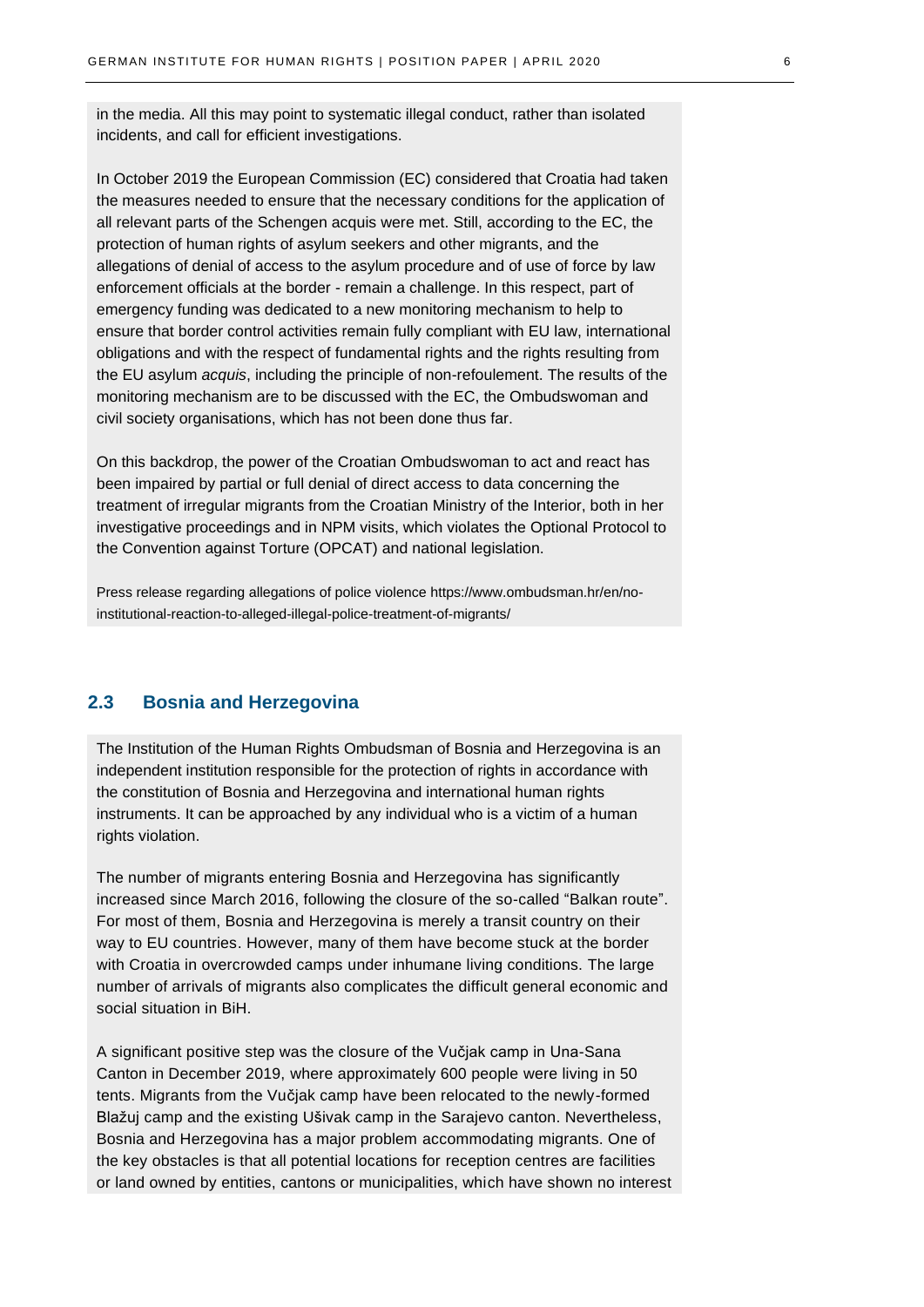in the media. All this may point to systematic illegal conduct, rather than isolated incidents, and call for efficient investigations.

In October 2019 the European Commission (EC) considered that Croatia had taken the measures needed to ensure that the necessary conditions for the application of all relevant parts of the Schengen acquis were met. Still, according to the EC, the protection of human rights of asylum seekers and other migrants, and the allegations of denial of access to the asylum procedure and of use of force by law enforcement officials at the border - remain a challenge. In this respect, part of emergency funding was dedicated to a new monitoring mechanism to help to ensure that border control activities remain fully compliant with EU law, international obligations and with the respect of fundamental rights and the rights resulting from the EU asylum *acquis*, including the principle of non-refoulement. The results of the monitoring mechanism are to be discussed with the EC, the Ombudswoman and civil society organisations, which has not been done thus far.

On this backdrop, the power of the Croatian Ombudswoman to act and react has been impaired by partial or full denial of direct access to data concerning the treatment of irregular migrants from the Croatian Ministry of the Interior, both in her investigative proceedings and in NPM visits, which violates the Optional Protocol to the Convention against Torture (OPCAT) and national legislation.

Press release regarding allegations of police violence https://www.ombudsman.hr/en/no-institutional-reaction-to-alleged-illegal-police-treatment-of-migrants/

## 2.3 Bosnia and Herzegovina

The Institution of the Human Rights Ombudsman of Bosnia and Herzegovina is an independent institution responsible for the protection of rights in accordance with the constitution of Bosnia and Herzegovina and international human rights instruments. It can be approached by any individual who is a victim of a human rights violation.

The number of migrants entering Bosnia and Herzegovina has significantly increased since March 2016, following the closure of the so-called "Balkan route". For most of them, Bosnia and Herzegovina is merely a transit country on their way to EU countries. However, many of them have become stuck at the border with Croatia in overcrowded camps under inhumane living conditions. The large number of arrivals of migrants also complicates the difficult general economic and social situation in BiH.

A significant positive step was the closure of the Vučjak camp in Una-Sana Canton in December 2019, where approximately 600 people were living in 50 tents. Migrants from the Vučjak camp have been relocated to the newly-formed Blažuj camp and the existing Ušivak camp in the Sarajevo canton. Nevertheless, Bosnia and Herzegovina has a major problem accommodating migrants. One of the key obstacles is that all potential locations for reception centres are facilities or land owned by entities, cantons or municipalities, which have shown no interest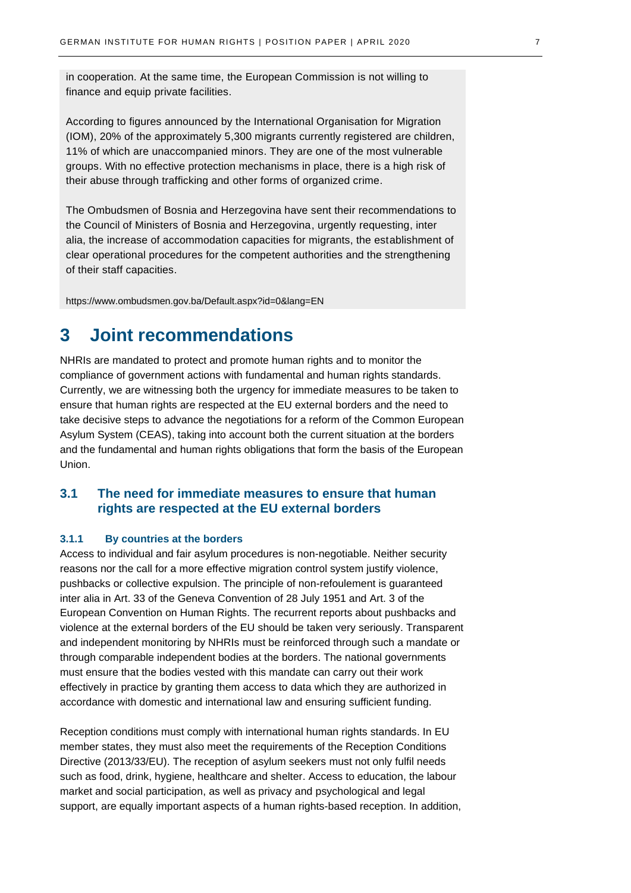in cooperation. At the same time, the European Commission is not willing to finance and equip private facilities.

According to figures announced by the International Organisation for Migration (IOM), 20% of the approximately 5,300 migrants currently registered are children, 11% of which are unaccompanied minors. They are one of the most vulnerable groups. With no effective protection mechanisms in place, there is a high risk of their abuse through trafficking and other forms of organized crime.

The Ombudsmen of Bosnia and Herzegovina have sent their recommendations to the Council of Ministers of Bosnia and Herzegovina, urgently requesting, inter alia, the increase of accommodation capacities for migrants, the establishment of clear operational procedures for the competent authorities and the strengthening of their staff capacities.

https://www.ombudsmen.gov.ba/Default.aspx?id=0&lang=EN

# 3 Joint recommendations

NHRIs are mandated to protect and promote human rights and to monitor the compliance of government actions with fundamental and human rights standards. Currently, we are witnessing both the urgency for immediate measures to be taken to ensure that human rights are respected at the EU external borders and the need to take decisive steps to advance the negotiations for a reform of the Common European Asylum System (CEAS), taking into account both the current situation at the borders and the fundamental and human rights obligations that form the basis of the European Union.

## 3.1 The need for immediate measures to ensure that human rights are respected at the EU external borders

### 3.1.1 By countries at the borders

Access to individual and fair asylum procedures is non-negotiable. Neither security reasons nor the call for a more effective migration control system justify violence, pushbacks or collective expulsion. The principle of non-refoulement is guaranteed inter alia in Art. 33 of the Geneva Convention of 28 July 1951 and Art. 3 of the European Convention on Human Rights. The recurrent reports about pushbacks and violence at the external borders of the EU should be taken very seriously. Transparent and independent monitoring by NHRIs must be reinforced through such a mandate or through comparable independent bodies at the borders. The national governments must ensure that the bodies vested with this mandate can carry out their work effectively in practice by granting them access to data which they are authorized in accordance with domestic and international law and ensuring sufficient funding.

Reception conditions must comply with international human rights standards. In EU member states, they must also meet the requirements of the Reception Conditions Directive (2013/33/EU). The reception of asylum seekers must not only fulfil needs such as food, drink, hygiene, healthcare and shelter. Access to education, the labour market and social participation, as well as privacy and psychological and legal support, are equally important aspects of a human rights-based reception. In addition,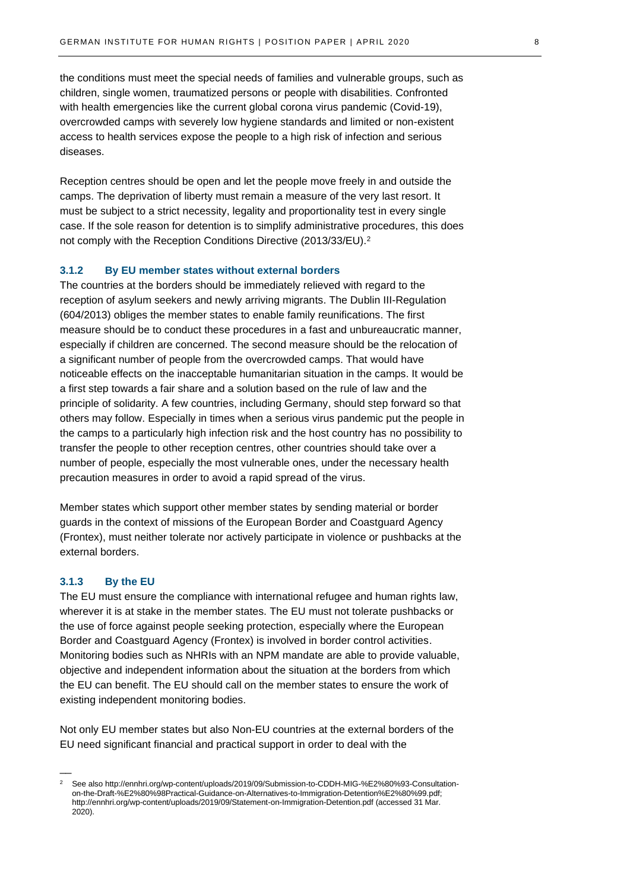the conditions must meet the special needs of families and vulnerable groups, such as children, single women, traumatized persons or people with disabilities. Confronted with health emergencies like the current global corona virus pandemic (Covid-19), overcrowded camps with severely low hygiene standards and limited or non-existent access to health services expose the people to a high risk of infection and serious diseases.

Reception centres should be open and let the people move freely in and outside the camps. The deprivation of liberty must remain a measure of the very last resort. It must be subject to a strict necessity, legality and proportionality test in every single case. If the sole reason for detention is to simplify administrative procedures, this does not comply with the Reception Conditions Directive (2013/33/EU).[2]

### 3.1.2 By EU member states without external borders

The countries at the borders should be immediately relieved with regard to the reception of asylum seekers and newly arriving migrants. The Dublin III-Regulation (604/2013) obliges the member states to enable family reunifications. The first measure should be to conduct these procedures in a fast and unbureaucratic manner, especially if children are concerned. The second measure should be the relocation of a significant number of people from the overcrowded camps. That would have noticeable effects on the inacceptable humanitarian situation in the camps. It would be a first step towards a fair share and a solution based on the rule of law and the principle of solidarity. A few countries, including Germany, should step forward so that others may follow. Especially in times when a serious virus pandemic put the people in the camps to a particularly high infection risk and the host country has no possibility to transfer the people to other reception centres, other countries should take over a number of people, especially the most vulnerable ones, under the necessary health precaution measures in order to avoid a rapid spread of the virus.

Member states which support other member states by sending material or border guards in the context of missions of the European Border and Coastguard Agency (Frontex), must neither tolerate nor actively participate in violence or pushbacks at the external borders.

### 3.1.3 By the EU

The EU must ensure the compliance with international refugee and human rights law, wherever it is at stake in the member states. The EU must not tolerate pushbacks or the use of force against people seeking protection, especially where the European Border and Coastguard Agency (Frontex) is involved in border control activities. Monitoring bodies such as NHRIs with an NPM mandate are able to provide valuable, objective and independent information about the situation at the borders from which the EU can benefit. The EU should call on the member states to ensure the work of existing independent monitoring bodies.

Not only EU member states but also Non-EU countries at the external borders of the EU need significant financial and practical support in order to deal with the

---

[2] See also http://ennhri.org/wp-content/uploads/2019/09/Submission-to-CDDH-MIG-%E2%80%93-Consultation-on-the-Draft-%E2%80%98Practical-Guidance-on-Alternatives-to-Immigration-Detention%E2%80%99.pdf; http://ennhri.org/wp-content/uploads/2019/09/Statement-on-Immigration-Detention.pdf (accessed 31 Mar. 2020).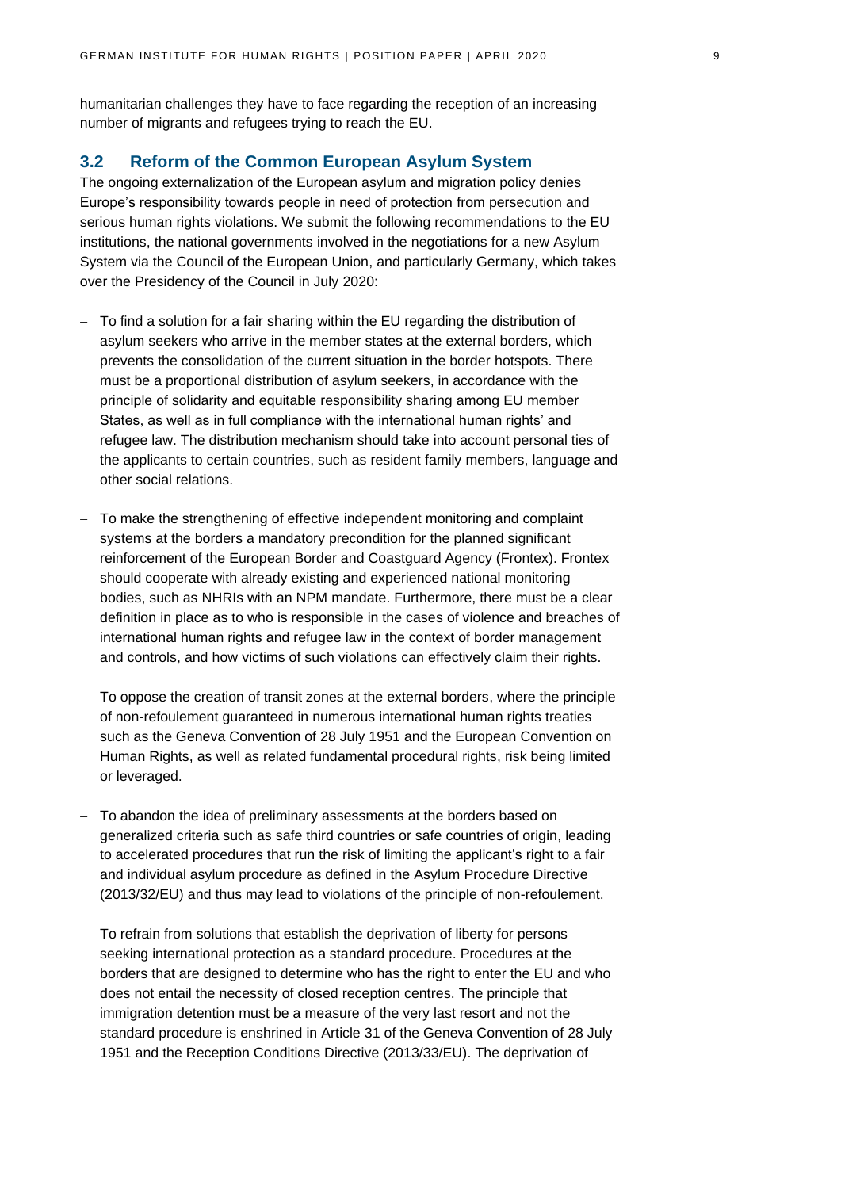humanitarian challenges they have to face regarding the reception of an increasing number of migrants and refugees trying to reach the EU.

## 3.2 Reform of the Common European Asylum System

The ongoing externalization of the European asylum and migration policy denies Europe's responsibility towards people in need of protection from persecution and serious human rights violations. We submit the following recommendations to the EU institutions, the national governments involved in the negotiations for a new Asylum System via the Council of the European Union, and particularly Germany, which takes over the Presidency of the Council in July 2020:

- To find a solution for a fair sharing within the EU regarding the distribution of asylum seekers who arrive in the member states at the external borders, which prevents the consolidation of the current situation in the border hotspots. There must be a proportional distribution of asylum seekers, in accordance with the principle of solidarity and equitable responsibility sharing among EU member States, as well as in full compliance with the international human rights' and refugee law. The distribution mechanism should take into account personal ties of the applicants to certain countries, such as resident family members, language and other social relations.

- To make the strengthening of effective independent monitoring and complaint systems at the borders a mandatory precondition for the planned significant reinforcement of the European Border and Coastguard Agency (Frontex). Frontex should cooperate with already existing and experienced national monitoring bodies, such as NHRIs with an NPM mandate. Furthermore, there must be a clear definition in place as to who is responsible in the cases of violence and breaches of international human rights and refugee law in the context of border management and controls, and how victims of such violations can effectively claim their rights.

- To oppose the creation of transit zones at the external borders, where the principle of non-refoulement guaranteed in numerous international human rights treaties such as the Geneva Convention of 28 July 1951 and the European Convention on Human Rights, as well as related fundamental procedural rights, risk being limited or leveraged.

- To abandon the idea of preliminary assessments at the borders based on generalized criteria such as safe third countries or safe countries of origin, leading to accelerated procedures that run the risk of limiting the applicant's right to a fair and individual asylum procedure as defined in the Asylum Procedure Directive (2013/32/EU) and thus may lead to violations of the principle of non-refoulement.

- To refrain from solutions that establish the deprivation of liberty for persons seeking international protection as a standard procedure. Procedures at the borders that are designed to determine who has the right to enter the EU and who does not entail the necessity of closed reception centres. The principle that immigration detention must be a measure of the very last resort and not the standard procedure is enshrined in Article 31 of the Geneva Convention of 28 July 1951 and the Reception Conditions Directive (2013/33/EU). The deprivation of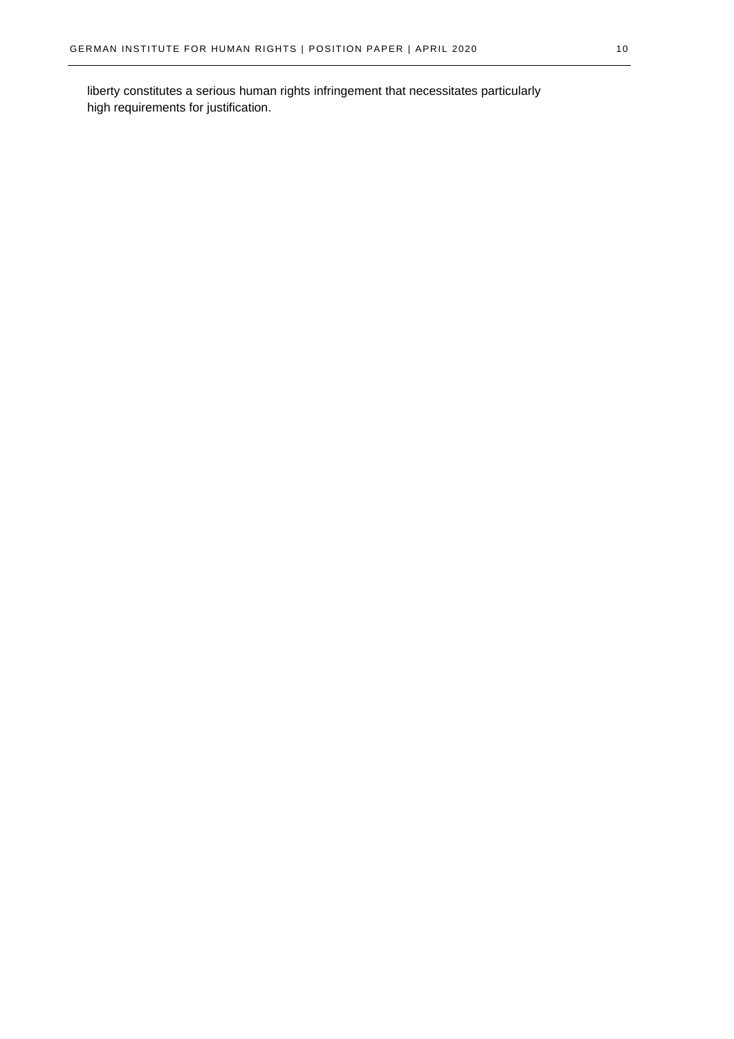liberty constitutes a serious human rights infringement that necessitates particularly high requirements for justification.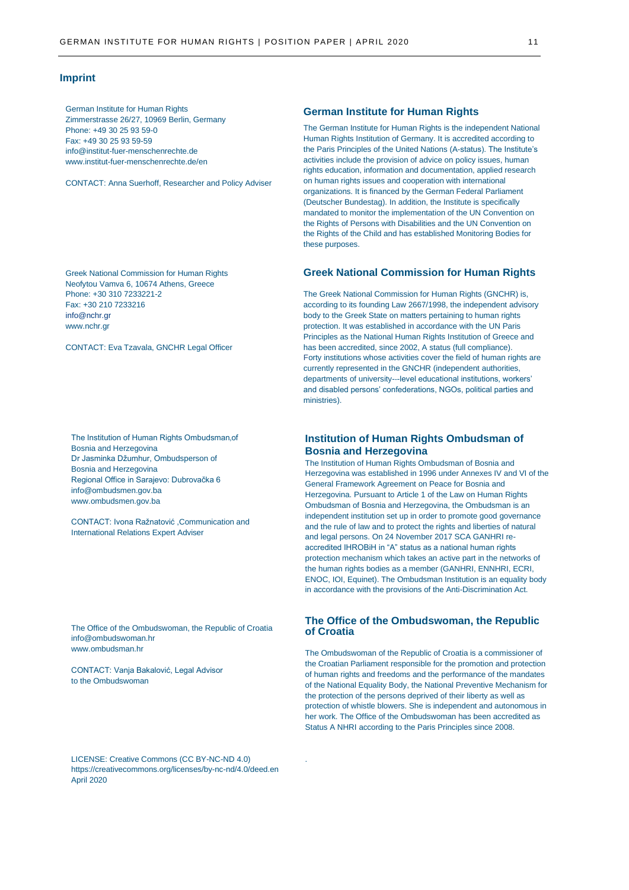## Imprint

German Institute for Human Rights
Zimmerstrasse 26/27, 10969 Berlin, Germany
Phone: +49 30 25 93 59-0
Fax: +49 30 25 93 59-59
info@institut-fuer-menschenrechte.de
www.institut-fuer-menschenrechte.de/en

CONTACT: Anna Suerhoff, Researcher and Policy Adviser

### German Institute for Human Rights

The German Institute for Human Rights is the independent National Human Rights Institution of Germany. It is accredited according to the Paris Principles of the United Nations (A-status). The Institute's activities include the provision of advice on policy issues, human rights education, information and documentation, applied research on human rights issues and cooperation with international organizations. It is financed by the German Federal Parliament (Deutscher Bundestag). In addition, the Institute is specifically mandated to monitor the implementation of the UN Convention on the Rights of Persons with Disabilities and the UN Convention on the Rights of the Child and has established Monitoring Bodies for these purposes.

Greek National Commission for Human Rights
Neofytou Vamva 6, 10674 Athens, Greece
Phone: +30 310 7233221-2
Fax: +30 210 7233216
info@nchr.gr
www.nchr.gr

CONTACT: Eva Tzavala, GNCHR Legal Officer

### Greek National Commission for Human Rights

The Greek National Commission for Human Rights (GNCHR) is, according to its founding Law 2667/1998, the independent advisory body to the Greek State on matters pertaining to human rights protection. It was established in accordance with the UN Paris Principles as the National Human Rights Institution of Greece and has been accredited, since 2002, A status (full compliance). Forty institutions whose activities cover the field of human rights are currently represented in the GNCHR (independent authorities, departments of university---level educational institutions, workers' and disabled persons' confederations, NGOs, political parties and ministries).

The Institution of Human Rights Ombudsman,of Bosnia and Herzegovina
Dr Jasminka Džumhur, Ombudsperson of Bosnia and Herzegovina
Regional Office in Sarajevo: Dubrovačka 6
info@ombudsmen.gov.ba
www.ombudsmen.gov.ba

CONTACT: Ivona Ražnatović ,Communication and International Relations Expert Adviser

### Institution of Human Rights Ombudsman of Bosnia and Herzegovina

The Institution of Human Rights Ombudsman of Bosnia and Herzegovina was established in 1996 under Annexes IV and VI of the General Framework Agreement on Peace for Bosnia and Herzegovina. Pursuant to Article 1 of the Law on Human Rights Ombudsman of Bosnia and Herzegovina, the Ombudsman is an independent institution set up in order to promote good governance and the rule of law and to protect the rights and liberties of natural and legal persons. On 24 November 2017 SCA GANHRI re-accredited IHROBiH in "A" status as a national human rights protection mechanism which takes an active part in the networks of the human rights bodies as a member (GANHRI, ENNHRI, ECRI, ENOC, IOI, Equinet). The Ombudsman Institution is an equality body in accordance with the provisions of the Anti-Discrimination Act.

The Office of the Ombudswoman, the Republic of Croatia
info@ombudswoman.hr
www.ombudsman.hr

CONTACT: Vanja Bakalović, Legal Advisor to the Ombudswoman

### The Office of the Ombudswoman, the Republic of Croatia

The Ombudswoman of the Republic of Croatia is a commissioner of the Croatian Parliament responsible for the promotion and protection of human rights and freedoms and the performance of the mandates of the National Equality Body, the National Preventive Mechanism for the protection of the persons deprived of their liberty as well as protection of whistle blowers. She is independent and autonomous in her work. The Office of the Ombudswoman has been accredited as Status A NHRI according to the Paris Principles since 2008.

LICENSE: Creative Commons (CC BY-NC-ND 4.0)
https://creativecommons.org/licenses/by-nc-nd/4.0/deed.en
April 2020